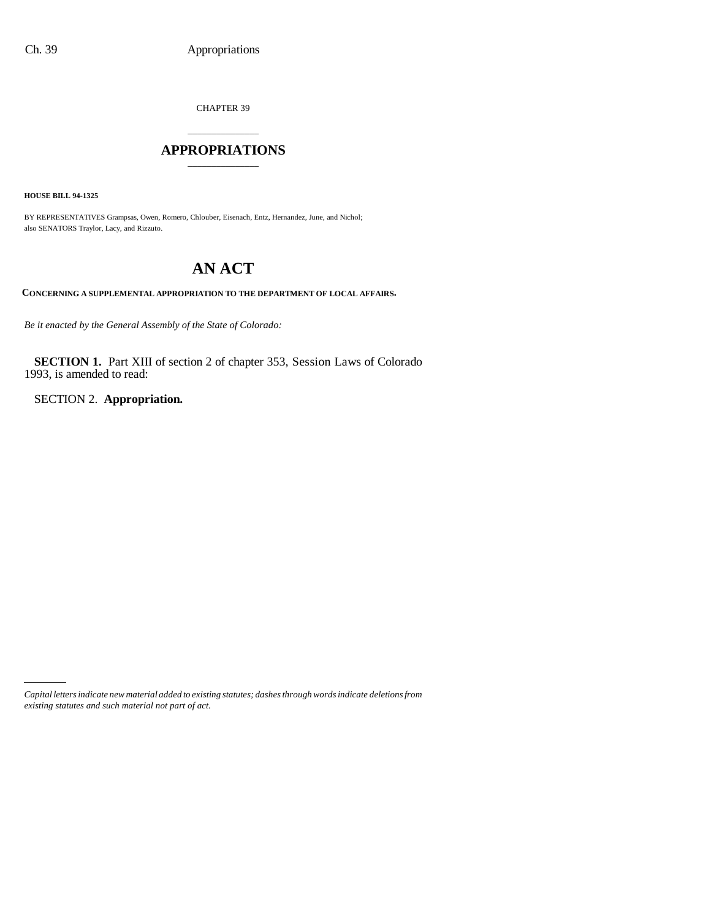CHAPTER 39

# APPROPRIATIONS

**HOUSE BILL 94-1325**

BY REPRESENTATIVES Grampsas, Owen, Romero, Chlouber, Eisenach, Entz, Hernandez, June, and Nichol;
also SENATORS Traylor, Lacy, and Rizzuto.

# AN ACT

**CONCERNING A SUPPLEMENTAL APPROPRIATION TO THE DEPARTMENT OF LOCAL AFFAIRS.**

*Be it enacted by the General Assembly of the State of Colorado:*

**SECTION 1.** Part XIII of section 2 of chapter 353, Session Laws of Colorado 1993, is amended to read:

SECTION 2. **Appropriation.**

*Capital letters indicate new material added to existing statutes; dashes through words indicate deletions from existing statutes and such material not part of act.*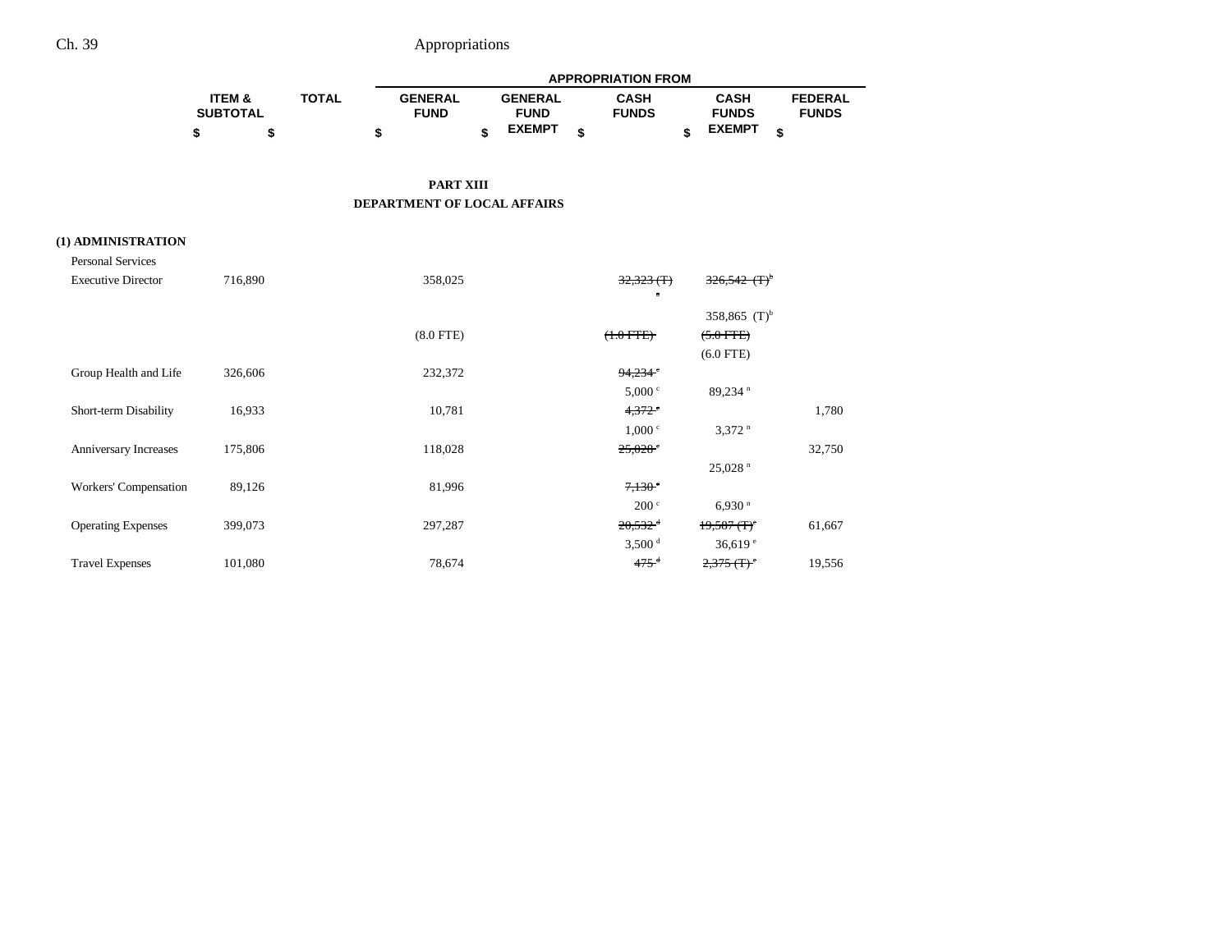## PART XIII
## DEPARTMENT OF LOCAL AFFAIRS

| | ITEM & SUBTOTAL | TOTAL | APPROPRIATION FROM | | | | |
|---|---|---|---|---|---|---|---|
| | | | GENERAL FUND | GENERAL FUND EXEMPT | CASH FUNDS | CASH FUNDS EXEMPT | FEDERAL FUNDS |
| | $ | $ | $ | $ | $ | $ | $ |
| **(1) ADMINISTRATION** | | | | | | | |
| Personal Services | | | | | | | |
| Executive Director | 716,890 | | 358,025 | | ~~32,323 (T)[a]~~ | ~~326,542 (T)[b]~~ | |
| | | | | | | 358,865 (T)[b] | |
| | | | (8.0 FTE) | | ~~(1.0 FTE)~~ | ~~(5.0 FTE)~~ | |
| | | | | | | (6.0 FTE) | |
| Group Health and Life | 326,606 | | 232,372 | | ~~94,234[c]~~ | | |
| | | | | | 5,000[c] | 89,234[a] | |
| Short-term Disability | 16,933 | | 10,781 | | ~~4,372[c]~~ | | 1,780 |
| | | | | | 1,000[c] | 3,372[a] | |
| Anniversary Increases | 175,806 | | 118,028 | | ~~25,028[c]~~ | | 32,750 |
| | | | | | | 25,028[a] | |
| Workers' Compensation | 89,126 | | 81,996 | | ~~7,130[c]~~ | | |
| | | | | | 200[c] | 6,930[a] | |
| Operating Expenses | 399,073 | | 297,287 | | ~~20,532[d]~~ | ~~19,587 (T)[e]~~ | 61,667 |
| | | | | | 3,500[d] | 36,619[e] | |
| Travel Expenses | 101,080 | | 78,674 | | ~~475[d]~~ | ~~2,375 (T)[e]~~ | 19,556 |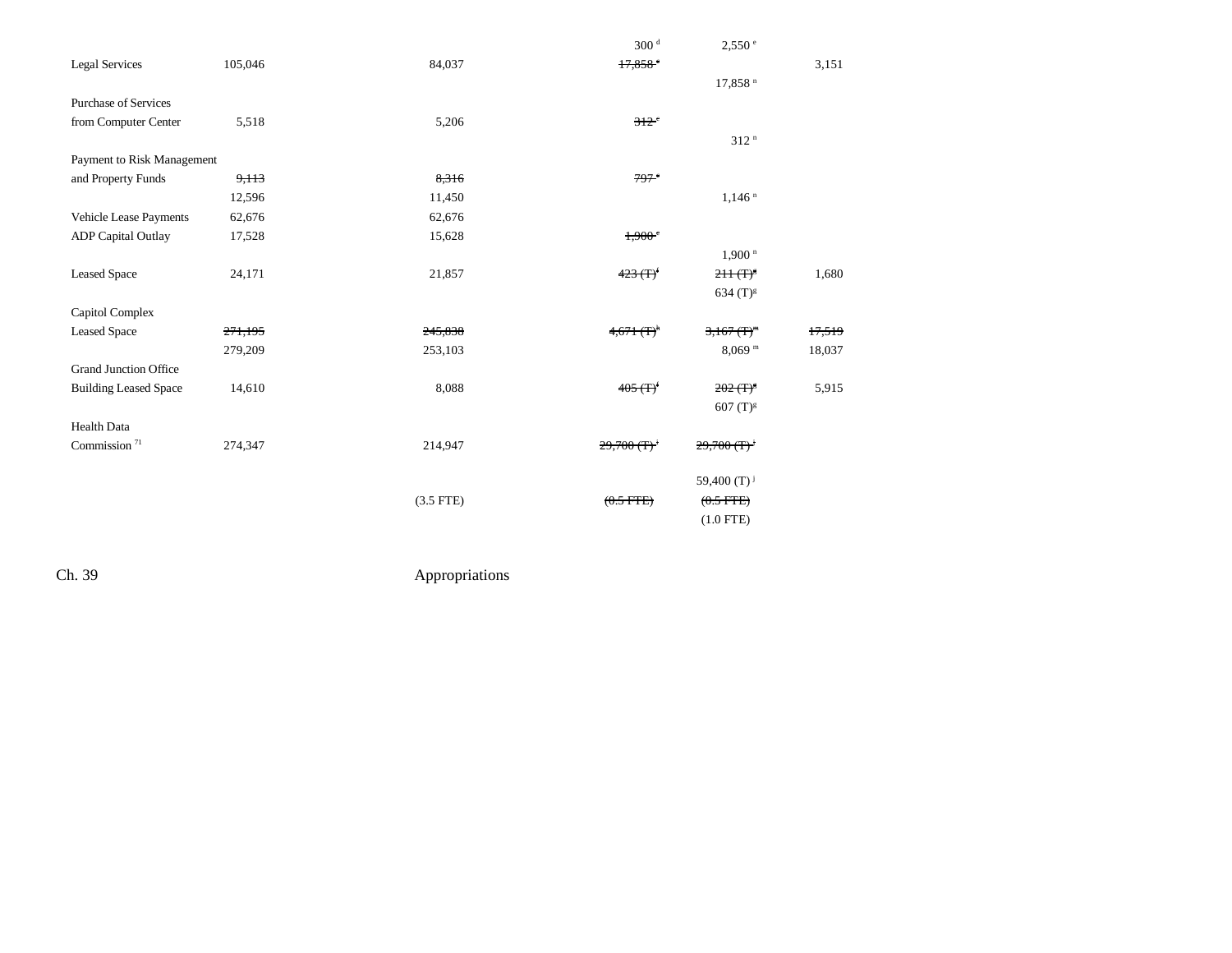| | | | | | |
|---|---|---|---|---|---|
| | | | 300 [d] | 2,550 [e] | |
| Legal Services | 105,046 | 84,037 | ~~17,858 [e]~~ | | 3,151 |
| | | | | 17,858 [n] | |
| Purchase of Services from Computer Center | 5,518 | 5,206 | ~~312 [e]~~ | | |
| | | | | 312 [n] | |
| Payment to Risk Management and Property Funds | ~~9,113~~ | ~~8,316~~ | ~~797 [e]~~ | | |
| | 12,596 | 11,450 | | 1,146 [n] | |
| Vehicle Lease Payments | 62,676 | 62,676 | | | |
| ADP Capital Outlay | 17,528 | 15,628 | ~~1,900 [e]~~ | | |
| | | | | 1,900 [n] | |
| Leased Space | 24,171 | 21,857 | ~~423 (T) [f]~~ | ~~211 (T) [g]~~ | 1,680 |
| | | | | 634 (T) [g] | |
| Capitol Complex Leased Space | ~~271,195~~ | ~~245,838~~ | ~~4,671 (T) [h]~~ | ~~3,167 (T) [m]~~ | ~~17,519~~ |
| | 279,209 | 253,103 | | 8,069 [m] | 18,037 |
| Grand Junction Office Building Leased Space | 14,610 | 8,088 | ~~405 (T) [f]~~ | ~~202 (T) [g]~~ | 5,915 |
| | | | | 607 (T) [g] | |
| Health Data Commission [71] | 274,347 | 214,947 | ~~29,700 (T) [i]~~ | ~~29,700 (T) [j]~~ | |
| | | | | 59,400 (T) [j] | |
| | | (3.5 FTE) | ~~(0.5 FTE)~~ | ~~(0.5 FTE)~~ | |
| | | | | (1.0 FTE) | |

Ch. 39 Appropriations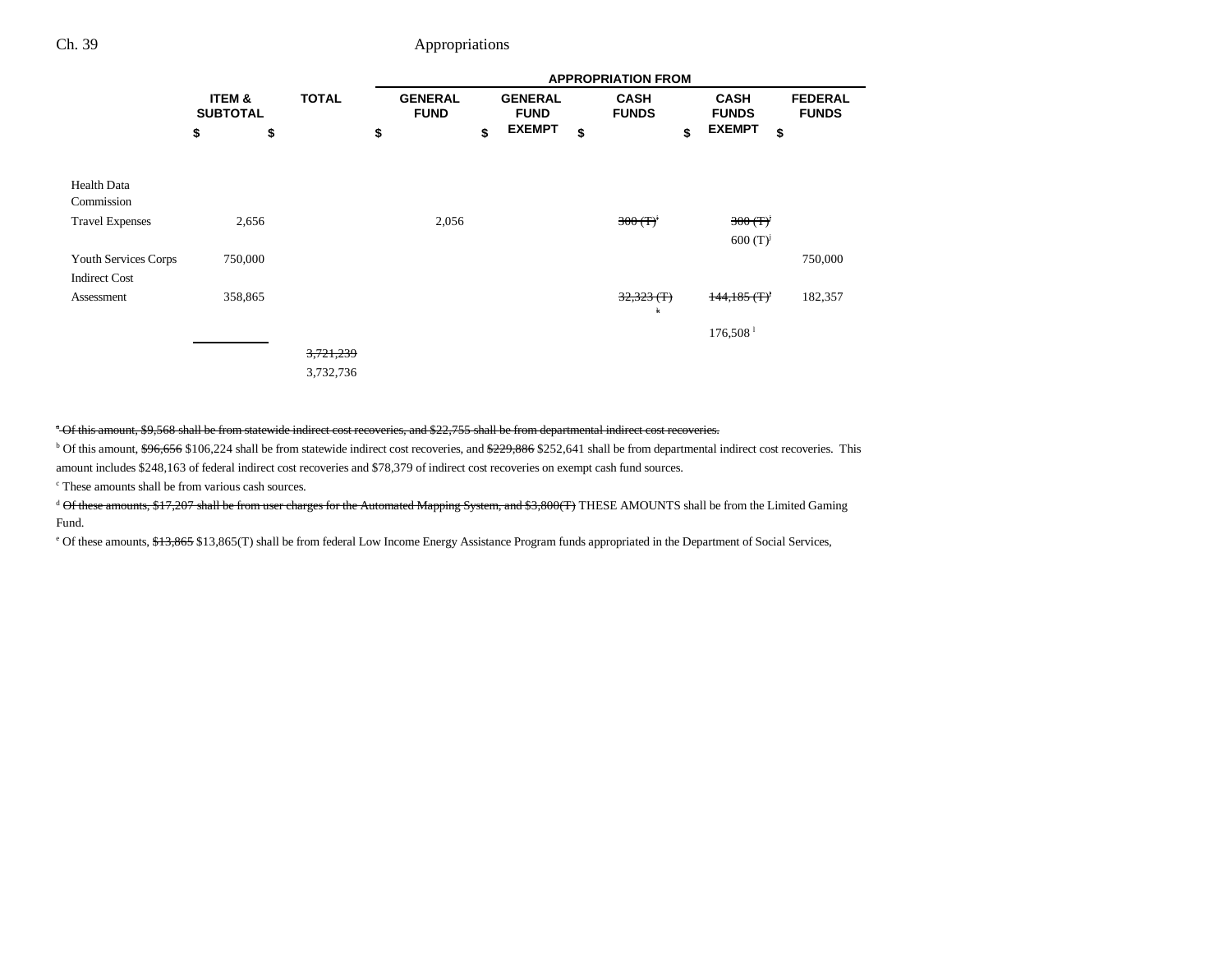Ch. 39 Appropriations

| | ITEM & SUBTOTAL | TOTAL | GENERAL FUND | GENERAL FUND EXEMPT | CASH FUNDS | CASH FUNDS EXEMPT | FEDERAL FUNDS |
|---|---|---|---|---|---|---|---|
| | | | APPROPRIATION FROM | | | | |
| | $ | $ | $ | $ | $ | $ | $ |
| Health Data Commission | | | | | | | |
| Travel Expenses | 2,656 | | 2,056 | | ~~300 (T)[i]~~ | ~~300 (T)[j]~~ 600 (T)[j] | |
| Youth Services Corps | 750,000 | | | | | | 750,000 |
| Indirect Cost Assessment | 358,865 | | | | ~~32,323 (T)[k]~~ | ~~144,185 (T)[l]~~ 176,508 [l] | 182,357 |
| | | ~~3,721,239~~ 3,732,736 | | | | | |

~~[a] Of this amount, $9,568 shall be from statewide indirect cost recoveries, and $22,755 shall be from departmental indirect cost recoveries.~~

[b] Of this amount, ~~$96,656~~ $106,224 shall be from statewide indirect cost recoveries, and ~~$229,886~~ $252,641 shall be from departmental indirect cost recoveries. This amount includes $248,163 of federal indirect cost recoveries and $78,379 of indirect cost recoveries on exempt cash fund sources.

[c] These amounts shall be from various cash sources.

[d] ~~Of these amounts, $17,207 shall be from user charges for the Automated Mapping System, and $3,800(T)~~ THESE AMOUNTS shall be from the Limited Gaming Fund.

[e] Of these amounts, ~~$13,865~~ $13,865(T) shall be from federal Low Income Energy Assistance Program funds appropriated in the Department of Social Services,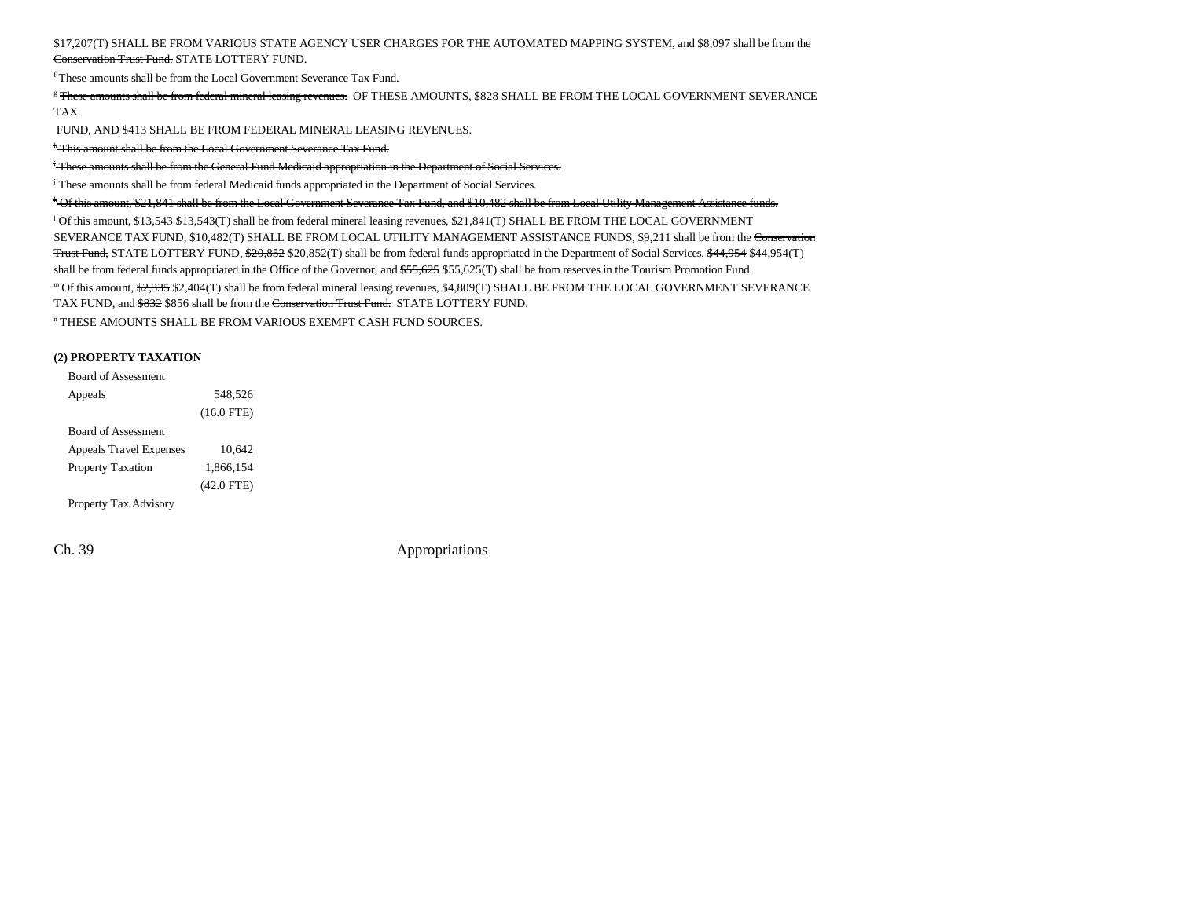$17,207(T) SHALL BE FROM VARIOUS STATE AGENCY USER CHARGES FOR THE AUTOMATED MAPPING SYSTEM, and $8,097 shall be from the ~~Conservation Trust Fund.~~ STATE LOTTERY FUND.

~~[f] These amounts shall be from the Local Government Severance Tax Fund.~~

[g] ~~These amounts shall be from federal mineral leasing revenues.~~ OF THESE AMOUNTS, $828 SHALL BE FROM THE LOCAL GOVERNMENT SEVERANCE TAX FUND, AND $413 SHALL BE FROM FEDERAL MINERAL LEASING REVENUES.

~~[h] This amount shall be from the Local Government Severance Tax Fund.~~

~~[i] These amounts shall be from the General Fund Medicaid appropriation in the Department of Social Services.~~

[j] These amounts shall be from federal Medicaid funds appropriated in the Department of Social Services.

~~[k] Of this amount, $21,841 shall be from the Local Government Severance Tax Fund, and $10,482 shall be from Local Utility Management Assistance funds.~~

[l] Of this amount, ~~$13,543~~ $13,543(T) shall be from federal mineral leasing revenues, $21,841(T) SHALL BE FROM THE LOCAL GOVERNMENT SEVERANCE TAX FUND, $10,482(T) SHALL BE FROM LOCAL UTILITY MANAGEMENT ASSISTANCE FUNDS, $9,211 shall be from the ~~Conservation Trust Fund,~~ STATE LOTTERY FUND, ~~$20,852~~ $20,852(T) shall be from federal funds appropriated in the Department of Social Services, ~~$44,954~~ $44,954(T) shall be from federal funds appropriated in the Office of the Governor, and ~~$55,625~~ $55,625(T) shall be from reserves in the Tourism Promotion Fund.

[m] Of this amount, ~~$2,335~~ $2,404(T) shall be from federal mineral leasing revenues, $4,809(T) SHALL BE FROM THE LOCAL GOVERNMENT SEVERANCE TAX FUND, and ~~$832~~ $856 shall be from the ~~Conservation Trust Fund.~~ STATE LOTTERY FUND.

[n] THESE AMOUNTS SHALL BE FROM VARIOUS EXEMPT CASH FUND SOURCES.

**(2) PROPERTY TAXATION**

| | |
|---|---|
| Board of Assessment Appeals | 548,526 |
| | (16.0 FTE) |
| Board of Assessment Appeals Travel Expenses | 10,642 |
| Property Taxation | 1,866,154 |
| | (42.0 FTE) |
| Property Tax Advisory | |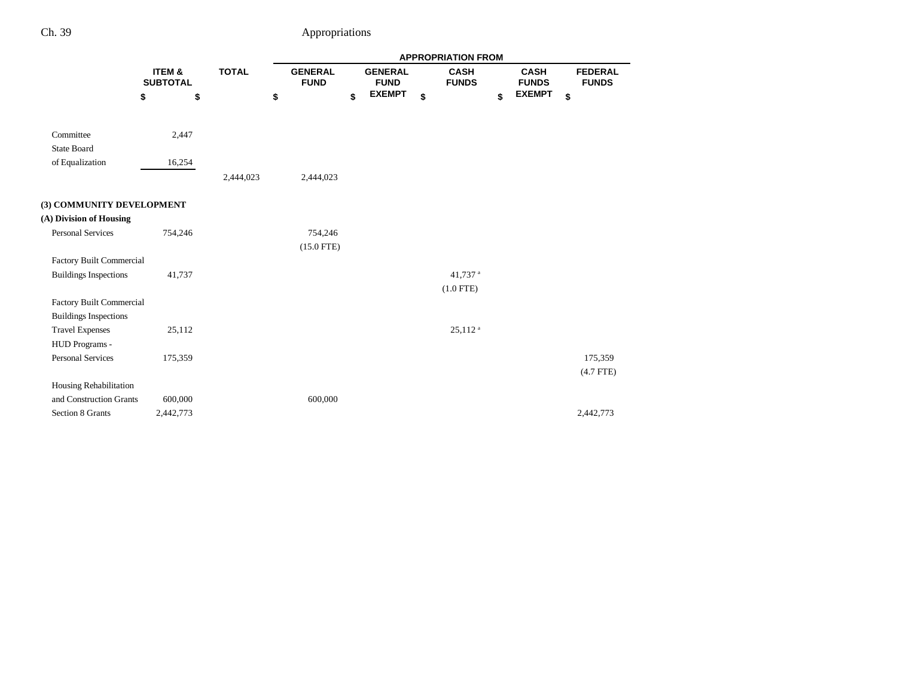| | ITEM & SUBTOTAL | TOTAL | APPROPRIATION FROM | | | | |
|---|---|---|---|---|---|---|---|
| | | | GENERAL FUND | GENERAL FUND EXEMPT | CASH FUNDS | CASH FUNDS EXEMPT | FEDERAL FUNDS |
| | $ | $ | $ | $ | $ | $ | $ |
| Committee | 2,447 | | | | | | |
| State Board of Equalization | 16,254 | | | | | | |
| | | 2,444,023 | 2,444,023 | | | | |
| **(3) COMMUNITY DEVELOPMENT** | | | | | | | |
| **(A) Division of Housing** | | | | | | | |
| Personal Services | 754,246 | | 754,246 (15.0 FTE) | | | | |
| Factory Built Commercial Buildings Inspections | 41,737 | | | | 41,737 [a] (1.0 FTE) | | |
| Factory Built Commercial Buildings Inspections Travel Expenses | 25,112 | | | | 25,112 [a] | | |
| HUD Programs - Personal Services | 175,359 | | | | | | 175,359 (4.7 FTE) |
| Housing Rehabilitation and Construction Grants | 600,000 | | 600,000 | | | | |
| Section 8 Grants | 2,442,773 | | | | | | 2,442,773 |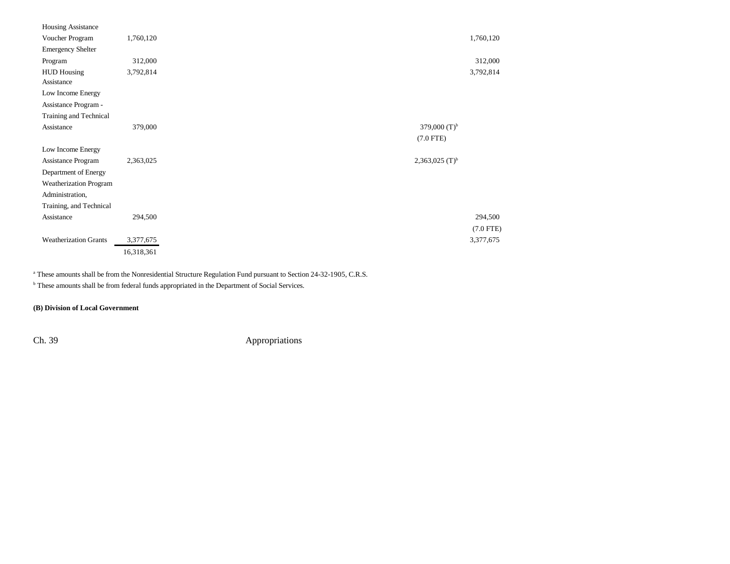| | | | | | |
|---|---|---|---|---|---|
| Housing Assistance Voucher Program | 1,760,120 | | | | 1,760,120 |
| Emergency Shelter Program | 312,000 | | | | 312,000 |
| HUD Housing Assistance | 3,792,814 | | | | 3,792,814 |
| Low Income Energy Assistance Program - Training and Technical Assistance | 379,000 | | | 379,000 (T)[b] (7.0 FTE) | |
| Low Income Energy Assistance Program | 2,363,025 | | | 2,363,025 (T)[b] | |
| Department of Energy Weatherization Program Administration, Training, and Technical Assistance | 294,500 | | | | 294,500 (7.0 FTE) |
| Weatherization Grants | 3,377,675 | | | | 3,377,675 |
| | 16,318,361 | | | | |

[a] These amounts shall be from the Nonresidential Structure Regulation Fund pursuant to Section 24-32-1905, C.R.S.

[b] These amounts shall be from federal funds appropriated in the Department of Social Services.

**(B) Division of Local Government**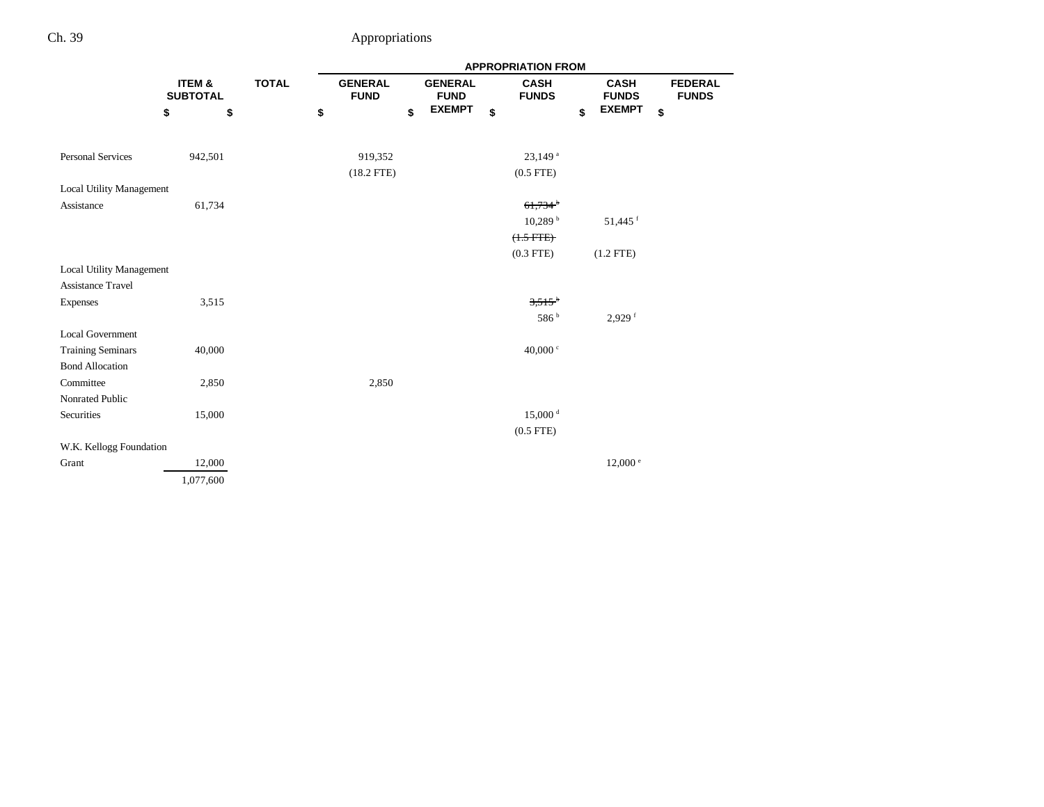| | ITEM & SUBTOTAL | TOTAL | APPROPRIATION FROM | | | | |
|---|---|---|---|---|---|---|---|
| | | | GENERAL FUND | GENERAL FUND EXEMPT | CASH FUNDS | CASH FUNDS EXEMPT | FEDERAL FUNDS |
| | $ | $ | $ | $ | $ | $ | $ |
| Personal Services | 942,501 | | 919,352 | | 23,149 [a] | | |
| | | | (18.2 FTE) | | (0.5 FTE) | | |
| Local Utility Management Assistance | 61,734 | | | | ~~61,734 [b]~~ | | |
| | | | | | 10,289 [b] | 51,445 [f] | |
| | | | | | ~~(1.5 FTE)~~ | | |
| | | | | | (0.3 FTE) | (1.2 FTE) | |
| Local Utility Management Assistance Travel Expenses | 3,515 | | | | ~~3,515 [b]~~ | | |
| | | | | | 586 [b] | 2,929 [f] | |
| Local Government Training Seminars | 40,000 | | | | 40,000 [c] | | |
| Bond Allocation Committee | 2,850 | | 2,850 | | | | |
| Nonrated Public Securities | 15,000 | | | | 15,000 [d] | | |
| | | | | | (0.5 FTE) | | |
| W.K. Kellogg Foundation Grant | 12,000 | | | | | 12,000 [e] | |
| | 1,077,600 | | | | | | |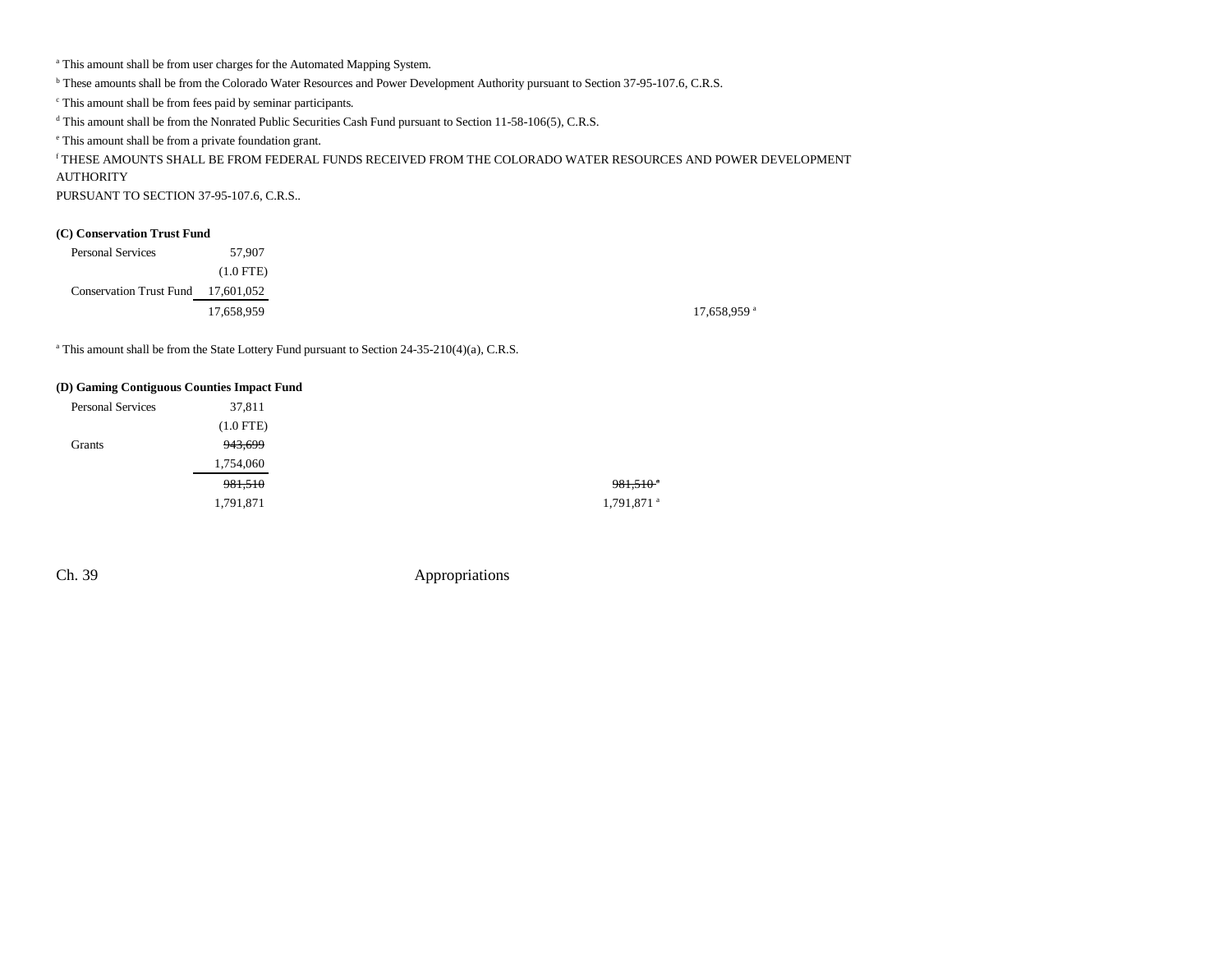[a] This amount shall be from user charges for the Automated Mapping System.

[b] These amounts shall be from the Colorado Water Resources and Power Development Authority pursuant to Section 37-95-107.6, C.R.S.

[c] This amount shall be from fees paid by seminar participants.

[d] This amount shall be from the Nonrated Public Securities Cash Fund pursuant to Section 11-58-106(5), C.R.S.

[e] This amount shall be from a private foundation grant.

[f] THESE AMOUNTS SHALL BE FROM FEDERAL FUNDS RECEIVED FROM THE COLORADO WATER RESOURCES AND POWER DEVELOPMENT AUTHORITY PURSUANT TO SECTION 37-95-107.6, C.R.S..

**(C) Conservation Trust Fund**

| | | | |
|---|---|---|---|
| Personal Services | 57,907 | | |
| | (1.0 FTE) | | |
| Conservation Trust Fund | 17,601,052 | | |
| | 17,658,959 | | 17,658,959 [a] |

[a] This amount shall be from the State Lottery Fund pursuant to Section 24-35-210(4)(a), C.R.S.

**(D) Gaming Contiguous Counties Impact Fund**

| | | | |
|---|---|---|---|
| Personal Services | 37,811 | | |
| | (1.0 FTE) | | |
| Grants | ~~943,699~~ | | |
| | 1,754,060 | | |
| | ~~981,510~~ | ~~981,510~~ [a] | |
| | 1,791,871 | 1,791,871 [a] | |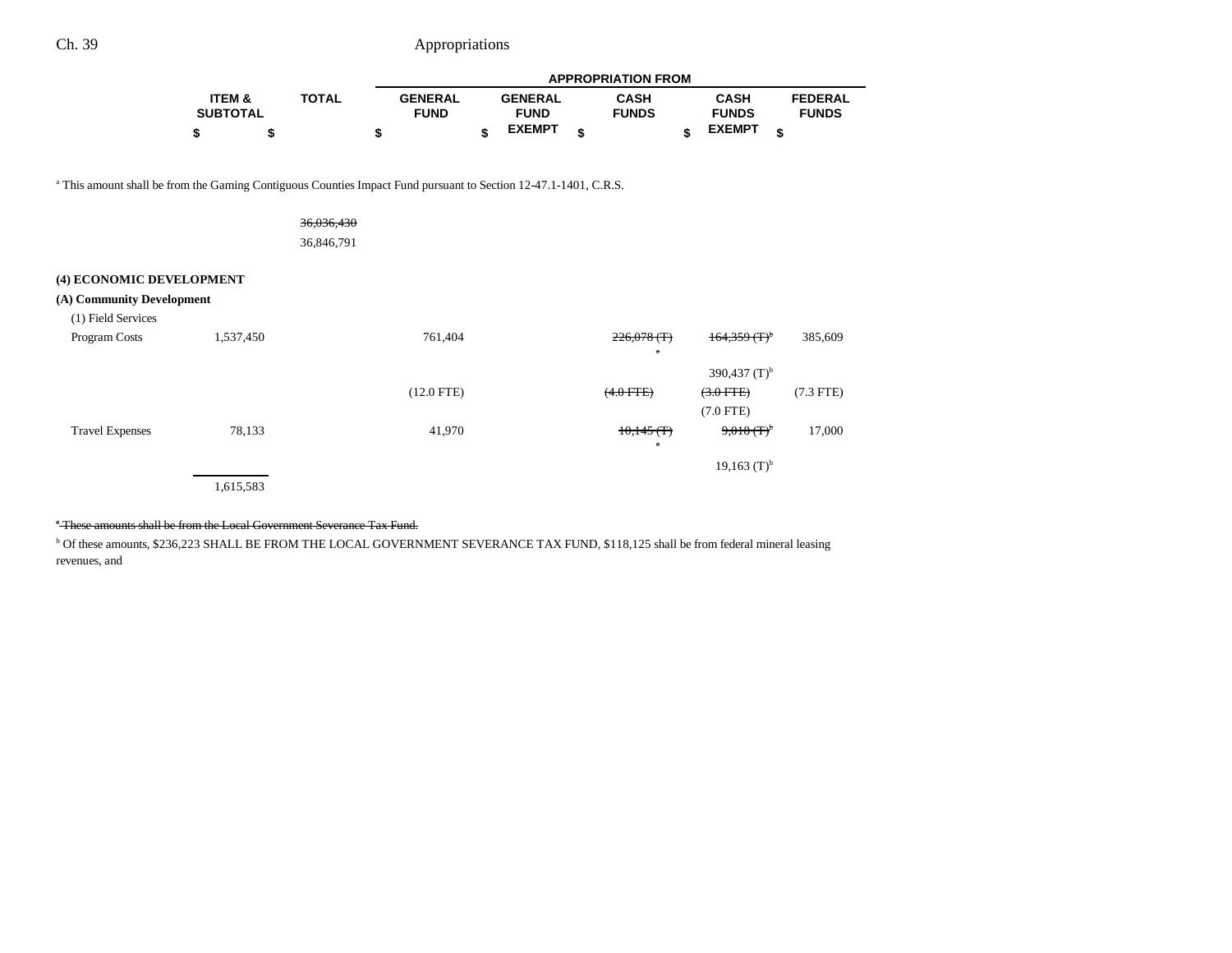| | ITEM & SUBTOTAL | TOTAL | GENERAL FUND | GENERAL FUND EXEMPT | CASH FUNDS | CASH FUNDS EXEMPT | FEDERAL FUNDS |
|---|---|---|---|---|---|---|---|
| | $ | $ | $ | $ | $ | $ | $ |

[a] This amount shall be from the Gaming Contiguous Counties Impact Fund pursuant to Section 12-47.1-1401, C.R.S.

| | ITEM & SUBTOTAL | TOTAL | GENERAL FUND | GENERAL FUND EXEMPT | CASH FUNDS | CASH FUNDS EXEMPT | FEDERAL FUNDS |
|---|---|---|---|---|---|---|---|
| | | ~~36,036,430~~ | | | | | |
| | | 36,846,791 | | | | | |
| **(4) ECONOMIC DEVELOPMENT** | | | | | | | |
| **(A) Community Development** | | | | | | | |
| (1) Field Services | | | | | | | |
| Program Costs | 1,537,450 | | 761,404 | | ~~226,078 (T)[a]~~ | ~~164,359 (T)[b]~~ | 385,609 |
| | | | | | | 390,437 (T)[b] | |
| | | | (12.0 FTE) | | ~~(4.0 FTE)~~ | ~~(3.0 FTE)~~ | (7.3 FTE) |
| | | | | | | (7.0 FTE) | |
| Travel Expenses | 78,133 | | 41,970 | | ~~10,145 (T)[a]~~ | ~~9,018 (T)[b]~~ | 17,000 |
| | | | | | | 19,163 (T)[b] | |
| | 1,615,583 | | | | | | |

~~[a] These amounts shall be from the Local Government Severance Tax Fund.~~

[b] Of these amounts, $236,223 SHALL BE FROM THE LOCAL GOVERNMENT SEVERANCE TAX FUND, $118,125 shall be from federal mineral leasing revenues, and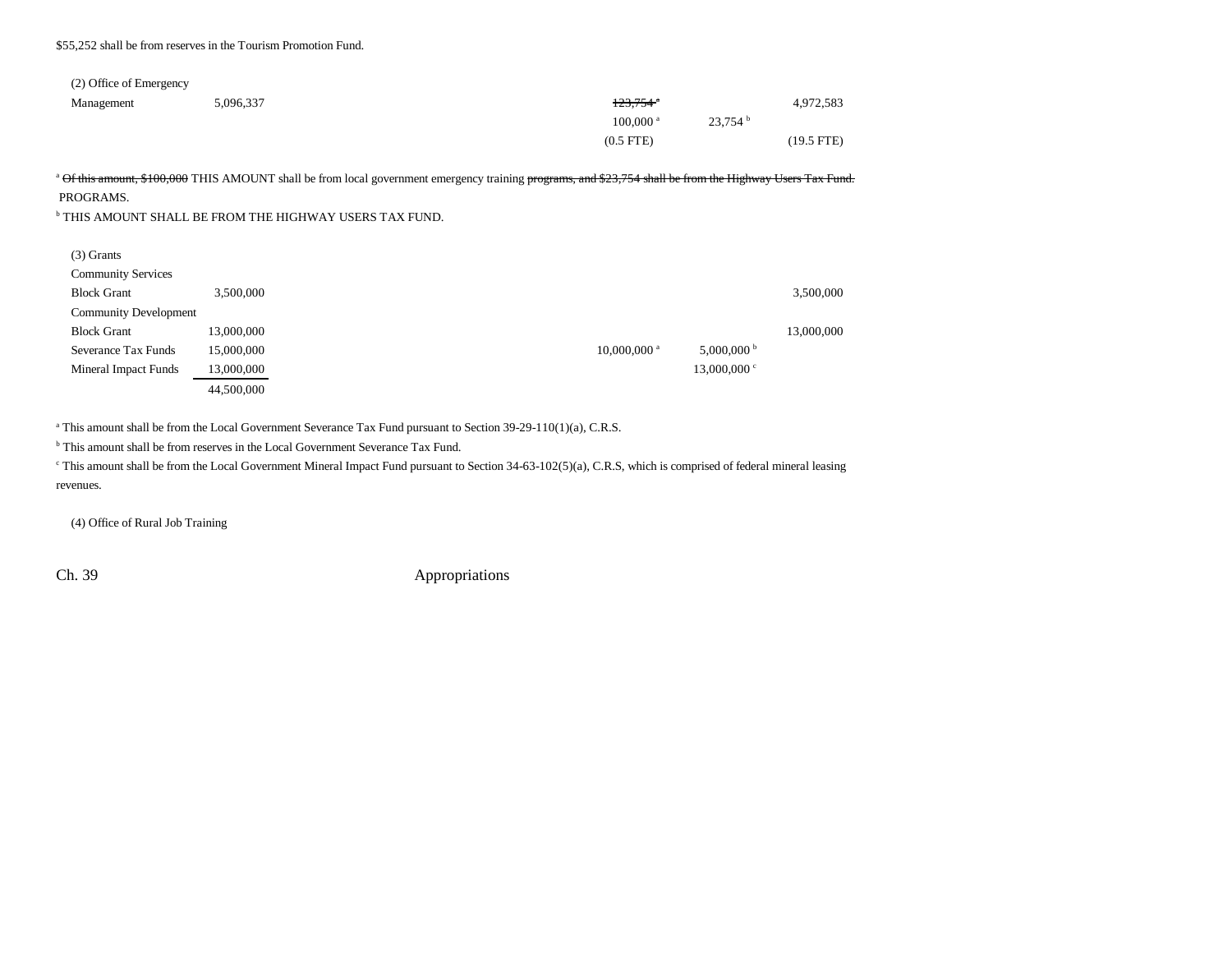$55,252 shall be from reserves in the Tourism Promotion Fund.

| | | | | | |
|---|---|---|---|---|---|
| (2) Office of Emergency Management | 5,096,337 | | ~~123,754 [a]~~ | | 4,972,583 |
| | | | 100,000 [a] | 23,754 [b] | |
| | | | (0.5 FTE) | | (19.5 FTE) |

[a] ~~Of this amount, $100,000~~ THIS AMOUNT shall be from local government emergency training ~~programs, and $23,754 shall be from the Highway Users Tax Fund.~~ PROGRAMS.

[b] THIS AMOUNT SHALL BE FROM THE HIGHWAY USERS TAX FUND.

| | | | | | |
|---|---|---|---|---|---|
| (3) Grants | | | | | |
| Community Services Block Grant | 3,500,000 | | | | 3,500,000 |
| Community Development Block Grant | 13,000,000 | | | | 13,000,000 |
| Severance Tax Funds | 15,000,000 | | 10,000,000 [a] | 5,000,000 [b] | |
| Mineral Impact Funds | 13,000,000 | | | 13,000,000 [c] | |
| | 44,500,000 | | | | |

[a] This amount shall be from the Local Government Severance Tax Fund pursuant to Section 39-29-110(1)(a), C.R.S.

[b] This amount shall be from reserves in the Local Government Severance Tax Fund.

[c] This amount shall be from the Local Government Mineral Impact Fund pursuant to Section 34-63-102(5)(a), C.R.S, which is comprised of federal mineral leasing revenues.

(4) Office of Rural Job Training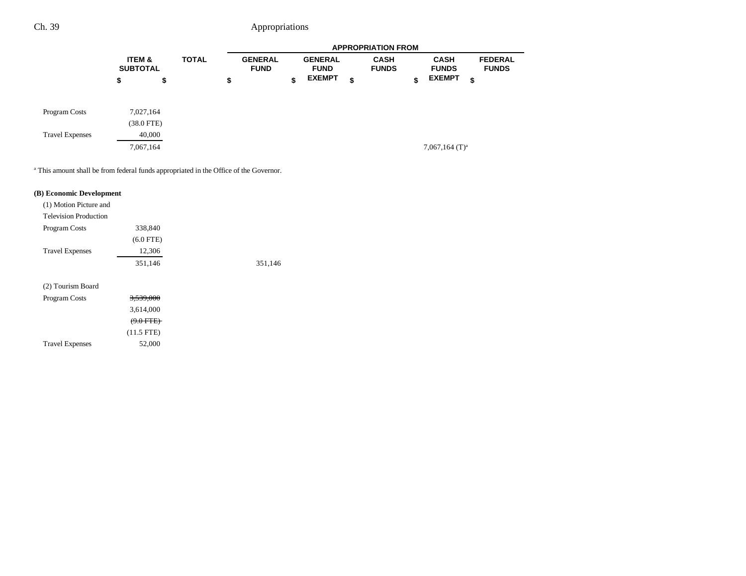| | ITEM & SUBTOTAL | TOTAL | APPROPRIATION FROM | | | | |
|---|---|---|---|---|---|---|---|
| | | | GENERAL FUND | GENERAL FUND EXEMPT | CASH FUNDS | CASH FUNDS EXEMPT | FEDERAL FUNDS |
| | $ | $ | $ | $ | $ | $ | $ |
| Program Costs | 7,027,164 | | | | | | |
| | (38.0 FTE) | | | | | | |
| Travel Expenses | 40,000 | | | | | | |
| | 7,067,164 | | | | | 7,067,164 (T)[a] | |

[a] This amount shall be from federal funds appropriated in the Office of the Governor.

**(B) Economic Development**

| | ITEM & SUBTOTAL | TOTAL | GENERAL FUND | GENERAL FUND EXEMPT | CASH FUNDS | CASH FUNDS EXEMPT | FEDERAL FUNDS |
|---|---|---|---|---|---|---|---|
| (1) Motion Picture and Television Production | | | | | | | |
| Program Costs | 338,840 | | | | | | |
| | (6.0 FTE) | | | | | | |
| Travel Expenses | 12,306 | | | | | | |
| | 351,146 | | 351,146 | | | | |
| (2) Tourism Board | | | | | | | |
| Program Costs | ~~3,539,000~~ | | | | | | |
| | 3,614,000 | | | | | | |
| | ~~(9.0 FTE)~~ | | | | | | |
| | (11.5 FTE) | | | | | | |
| Travel Expenses | 52,000 | | | | | | |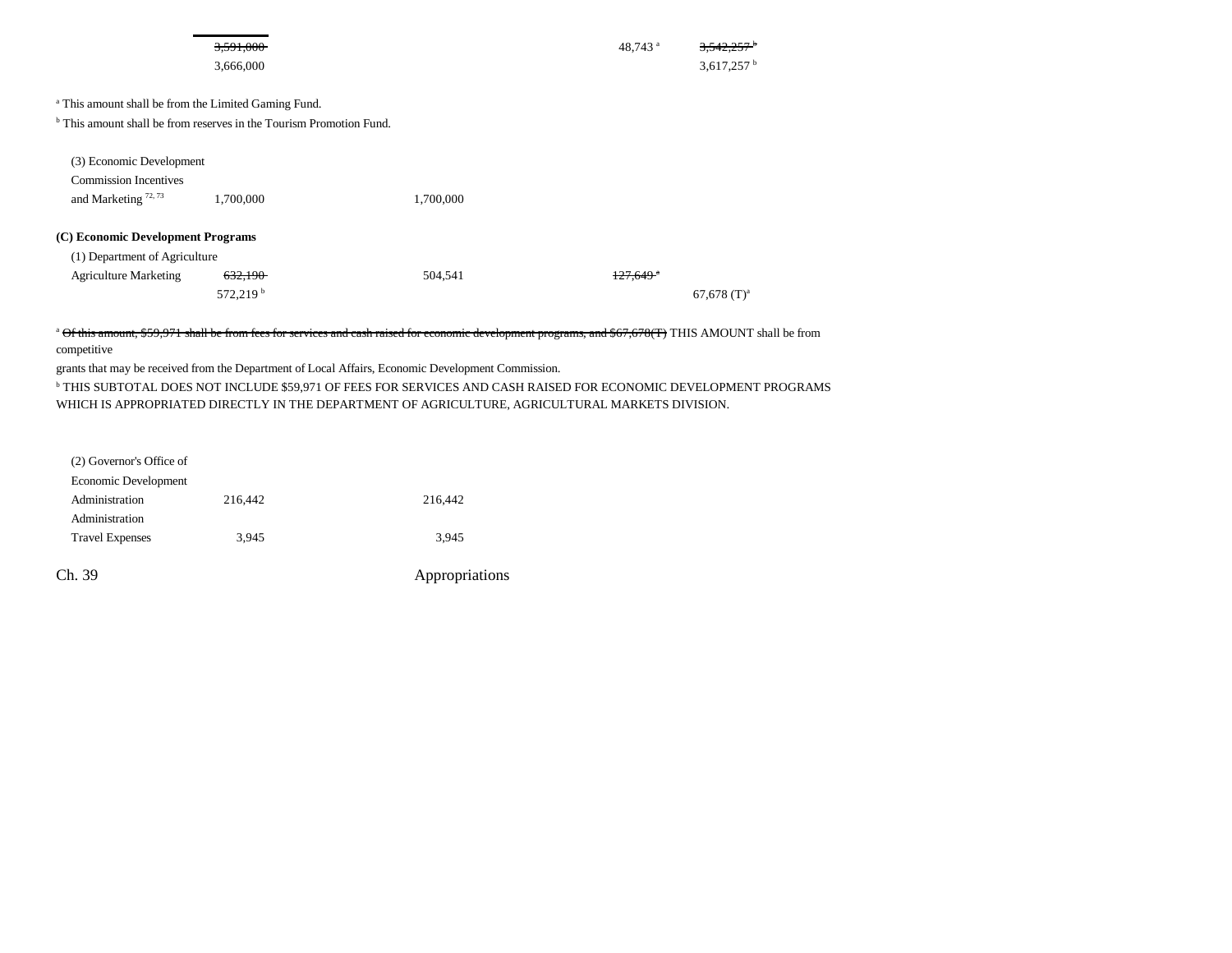| | | | | | |
|---|---|---|---|---|---|
| | ~~3,591,000~~ | | 48,743 [a] | ~~3,542,257~~ [b] | |
| | 3,666,000 | | | 3,617,257 [b] | |

[a] This amount shall be from the Limited Gaming Fund.

[b] This amount shall be from reserves in the Tourism Promotion Fund.

| | | | | | |
|---|---|---|---|---|---|
| (3) Economic Development Commission Incentives and Marketing [72, 73] | 1,700,000 | 1,700,000 | | | |

**(C) Economic Development Programs**

| | | | | | |
|---|---|---|---|---|---|
| (1) Department of Agriculture Agriculture Marketing | ~~632,190~~ | 504,541 | ~~127,649~~ [a] | | |
| | 572,219 [b] | | | 67,678 (T)[a] | |

[a] ~~Of this amount, $59,971 shall be from fees for services and cash raised for economic development programs, and $67,678(T)~~ THIS AMOUNT shall be from competitive grants that may be received from the Department of Local Affairs, Economic Development Commission.

[b] THIS SUBTOTAL DOES NOT INCLUDE $59,971 OF FEES FOR SERVICES AND CASH RAISED FOR ECONOMIC DEVELOPMENT PROGRAMS WHICH IS APPROPRIATED DIRECTLY IN THE DEPARTMENT OF AGRICULTURE, AGRICULTURAL MARKETS DIVISION.

| | | | | | |
|---|---|---|---|---|---|
| (2) Governor's Office of Economic Development Administration | 216,442 | 216,442 | | | |
| Administration Travel Expenses | 3,945 | 3,945 | | | |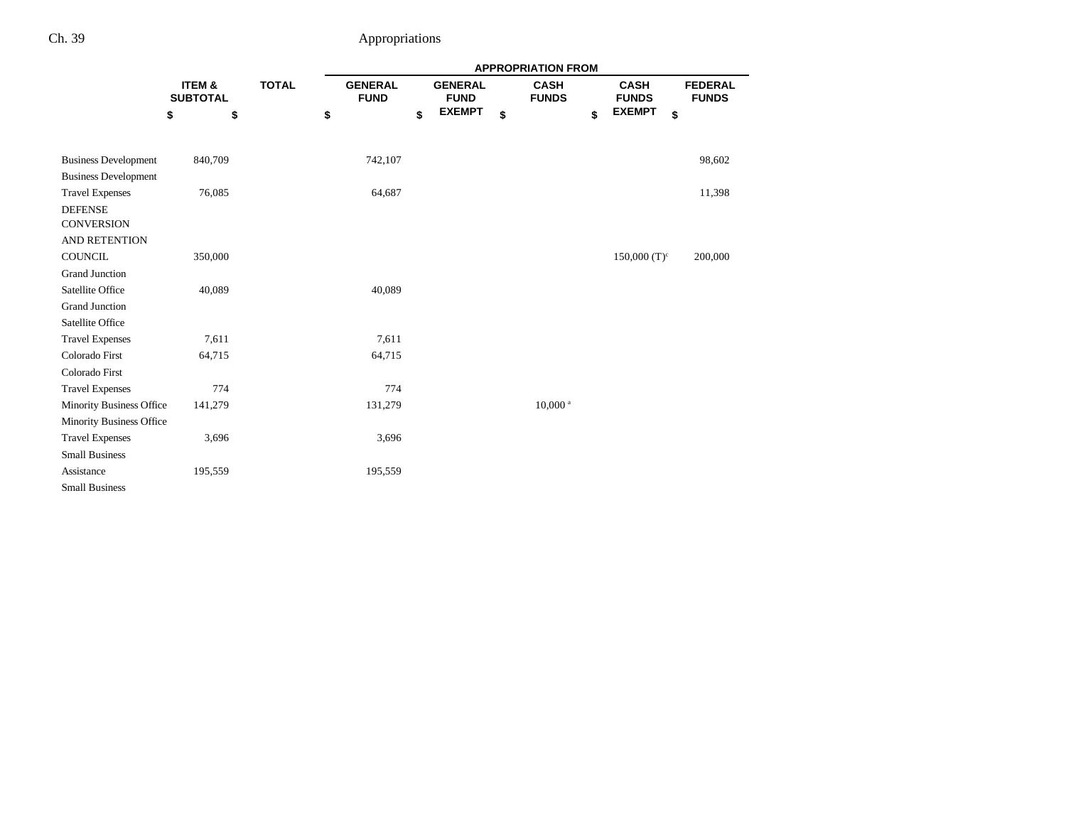| | ITEM & SUBTOTAL | TOTAL | APPROPRIATION FROM | | | | |
|---|---|---|---|---|---|---|---|
| | | | GENERAL FUND | GENERAL FUND EXEMPT | CASH FUNDS | CASH FUNDS EXEMPT | FEDERAL FUNDS |
| | $ | $ | $ | $ | $ | $ | $ |
| Business Development | 840,709 | | 742,107 | | | | 98,602 |
| Business Development Travel Expenses | 76,085 | | 64,687 | | | | 11,398 |
| DEFENSE CONVERSION AND RETENTION COUNCIL | 350,000 | | | | | 150,000 (T)[c] | 200,000 |
| Grand Junction Satellite Office | 40,089 | | 40,089 | | | | |
| Grand Junction Satellite Office Travel Expenses | 7,611 | | 7,611 | | | | |
| Colorado First | 64,715 | | 64,715 | | | | |
| Colorado First Travel Expenses | 774 | | 774 | | | | |
| Minority Business Office | 141,279 | | 131,279 | | 10,000[a] | | |
| Minority Business Office Travel Expenses | 3,696 | | 3,696 | | | | |
| Small Business Assistance | 195,559 | | 195,559 | | | | |
| Small Business | | | | | | | |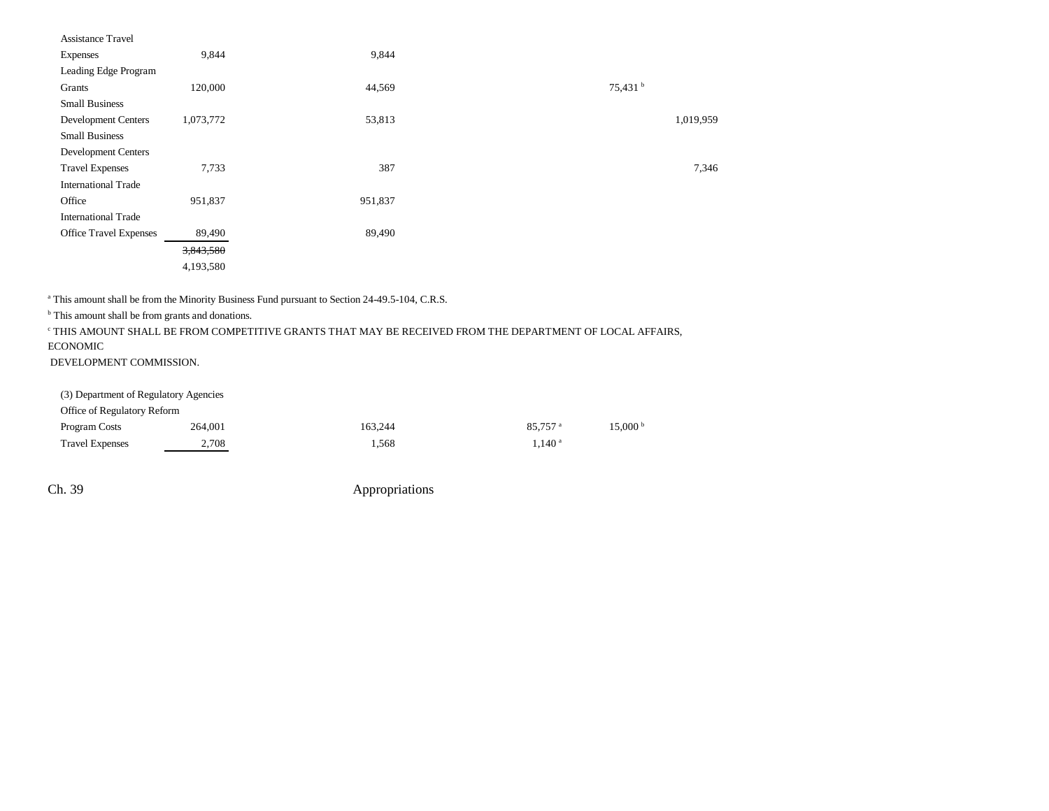| | | | | | |
|---|---|---|---|---|---|
| Assistance Travel Expenses | 9,844 | 9,844 | | | |
| Leading Edge Program Grants | 120,000 | 44,569 | | 75,431 [b] | |
| Small Business Development Centers | 1,073,772 | 53,813 | | | 1,019,959 |
| Small Business Development Centers Travel Expenses | 7,733 | 387 | | | 7,346 |
| International Trade Office | 951,837 | 951,837 | | | |
| International Trade Office Travel Expenses | 89,490 | 89,490 | | | |
| | ~~3,843,580~~ | | | | |
| | 4,193,580 | | | | |

[a] This amount shall be from the Minority Business Fund pursuant to Section 24-49.5-104, C.R.S.

[b] This amount shall be from grants and donations.

[c] THIS AMOUNT SHALL BE FROM COMPETITIVE GRANTS THAT MAY BE RECEIVED FROM THE DEPARTMENT OF LOCAL AFFAIRS, ECONOMIC DEVELOPMENT COMMISSION.

| | | | | | |
|---|---|---|---|---|---|
| (3) Department of Regulatory Agencies | | | | | |
| Office of Regulatory Reform | | | | | |
| Program Costs | 264,001 | 163,244 | 85,757 [a] | 15,000 [b] | |
| Travel Expenses | 2,708 | 1,568 | 1,140 [a] | | |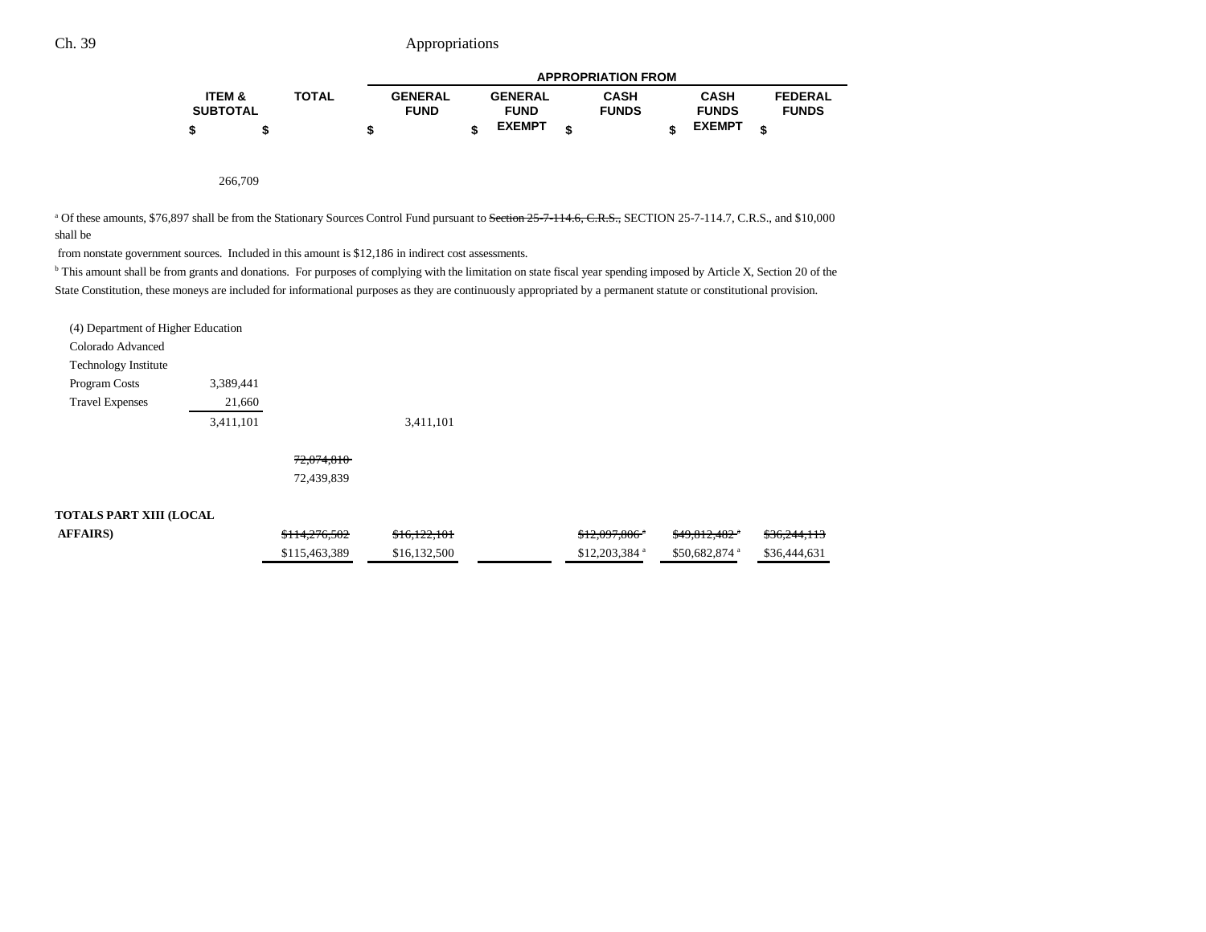| | ITEM & SUBTOTAL | TOTAL | GENERAL FUND | GENERAL FUND EXEMPT | CASH FUNDS | CASH FUNDS EXEMPT | FEDERAL FUNDS |
|---|---|---|---|---|---|---|---|
| | $ | $ | $ | $ | $ | $ | $ |
| | 266,709 | | | | | | |

[a] Of these amounts, $76,897 shall be from the Stationary Sources Control Fund pursuant to ~~Section 25-7-114.6, C.R.S.,~~ SECTION 25-7-114.7, C.R.S., and $10,000 shall be from nonstate government sources. Included in this amount is $12,186 in indirect cost assessments.

[b] This amount shall be from grants and donations. For purposes of complying with the limitation on state fiscal year spending imposed by Article X, Section 20 of the State Constitution, these moneys are included for informational purposes as they are continuously appropriated by a permanent statute or constitutional provision.

| | ITEM & SUBTOTAL | TOTAL | GENERAL FUND | GENERAL FUND EXEMPT | CASH FUNDS | CASH FUNDS EXEMPT | FEDERAL FUNDS |
|---|---|---|---|---|---|---|---|
| (4) Department of Higher Education Colorado Advanced Technology Institute | | | | | | | |
| Program Costs | 3,389,441 | | | | | | |
| Travel Expenses | 21,660 | | | | | | |
| | 3,411,101 | | 3,411,101 | | | | |
| | | ~~72,074,810~~ | | | | | |
| | | 72,439,839 | | | | | |
| **TOTALS PART XIII (LOCAL AFFAIRS)** | | ~~$114,276,502~~ | ~~$16,122,101~~ | | ~~$12,097,806~~[a] | ~~$49,812,482~~[a] | ~~$36,244,113~~ |
| | | $115,463,389 | $16,132,500 | | $12,203,384 [a] | $50,682,874 [a] | $36,444,631 |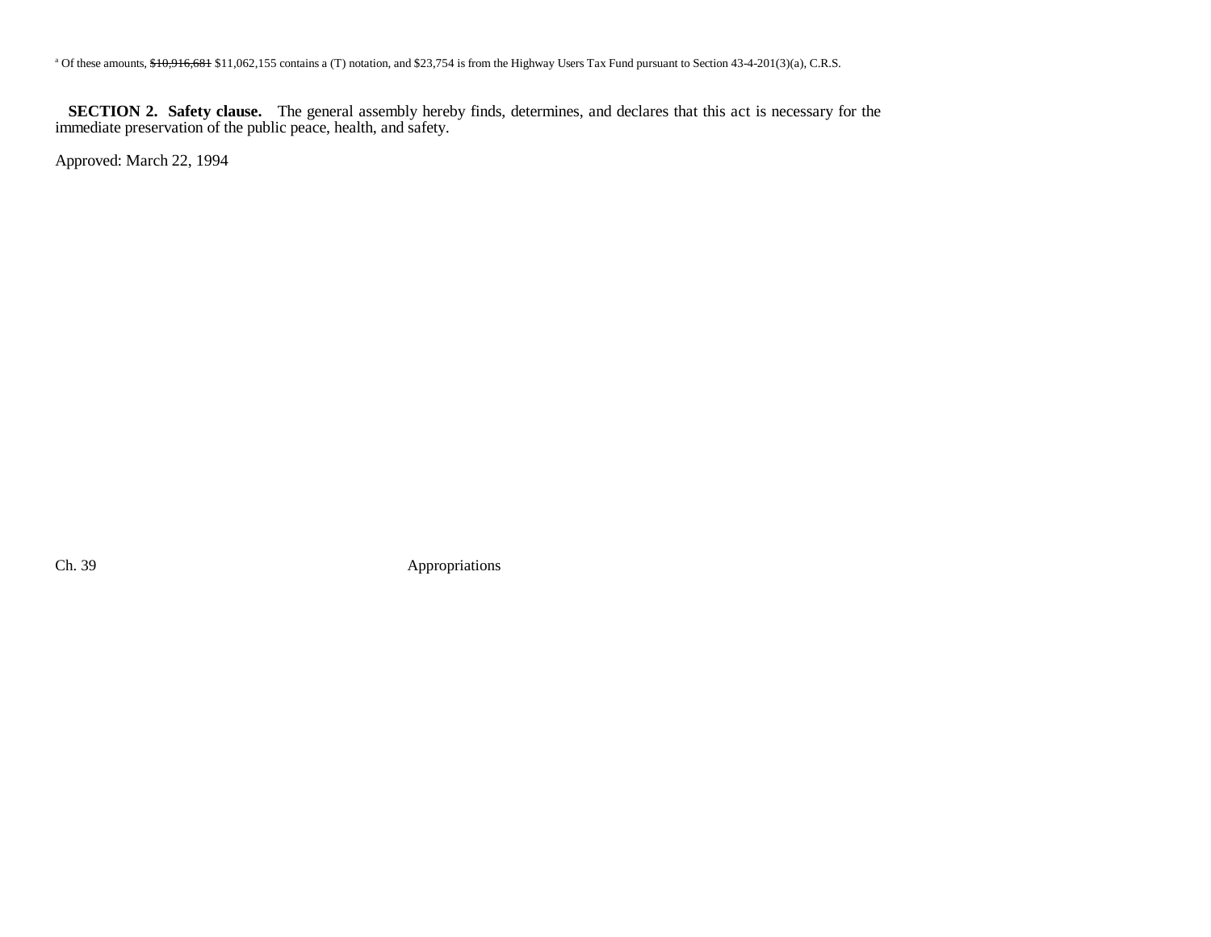[a] Of these amounts, ~~$10,916,681~~ $11,062,155 contains a (T) notation, and $23,754 is from the Highway Users Tax Fund pursuant to Section 43-4-201(3)(a), C.R.S.

**SECTION 2. Safety clause.** The general assembly hereby finds, determines, and declares that this act is necessary for the immediate preservation of the public peace, health, and safety.

Approved: March 22, 1994